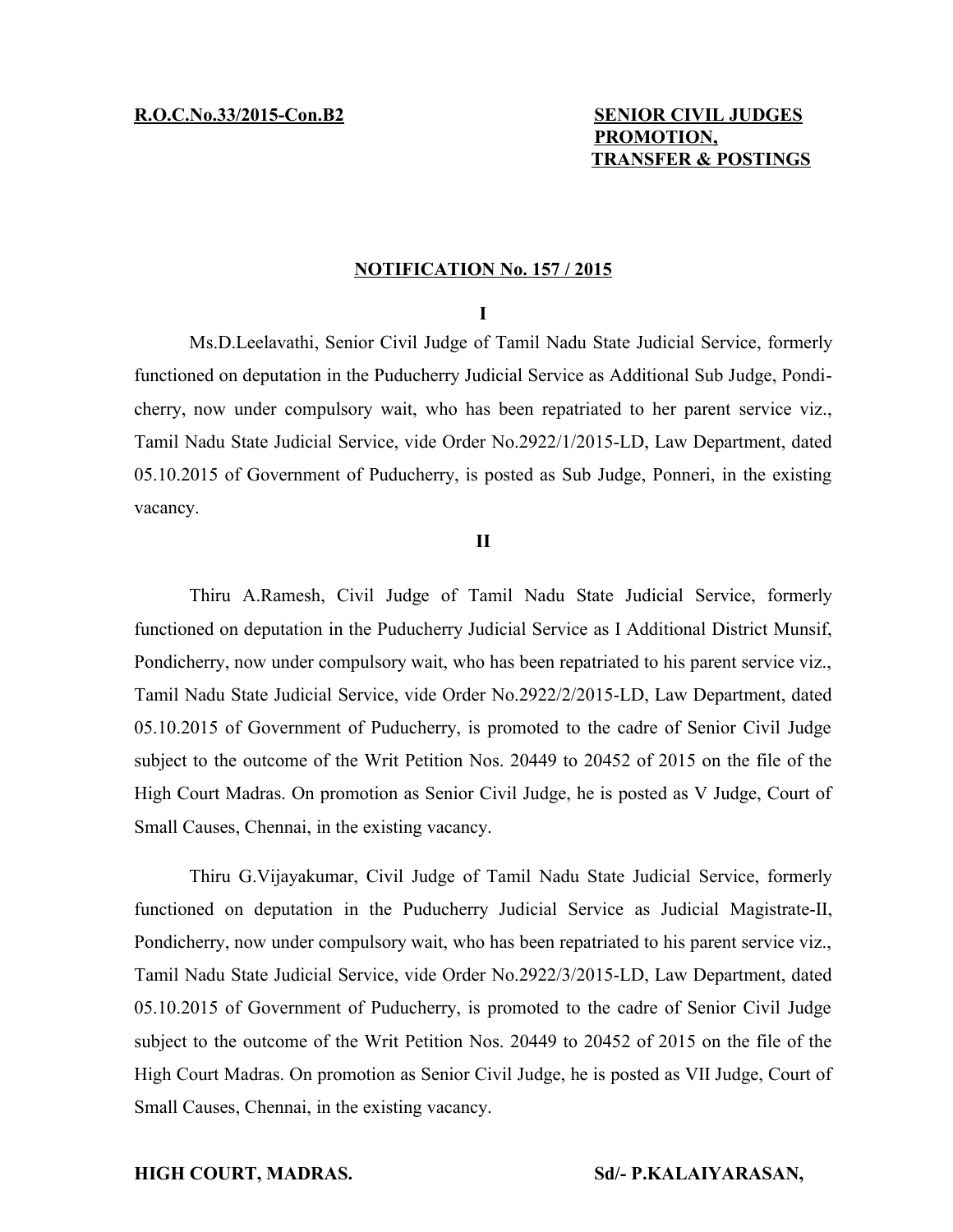**R.O.C.No.33/2015-Con.B2**

**SENIOR CIVIL JUDGES PROMOTION, TRANSFER & POSTINGS**

**NOTIFICATION No. 157 / 2015**

**I**

Ms.D.Leelavathi, Senior Civil Judge of Tamil Nadu State Judicial Service, formerly functioned on deputation in the Puducherry Judicial Service as Additional Sub Judge, Pondicherry, now under compulsory wait, who has been repatriated to her parent service viz., Tamil Nadu State Judicial Service, vide Order No.2922/1/2015-LD, Law Department, dated 05.10.2015 of Government of Puducherry, is posted as Sub Judge, Ponneri, in the existing vacancy.

**II**

Thiru A.Ramesh, Civil Judge of Tamil Nadu State Judicial Service, formerly functioned on deputation in the Puducherry Judicial Service as I Additional District Munsif, Pondicherry, now under compulsory wait, who has been repatriated to his parent service viz., Tamil Nadu State Judicial Service, vide Order No.2922/2/2015-LD, Law Department, dated 05.10.2015 of Government of Puducherry, is promoted to the cadre of Senior Civil Judge subject to the outcome of the Writ Petition Nos. 20449 to 20452 of 2015 on the file of the High Court Madras. On promotion as Senior Civil Judge, he is posted as V Judge, Court of Small Causes, Chennai, in the existing vacancy.

Thiru G.Vijayakumar, Civil Judge of Tamil Nadu State Judicial Service, formerly functioned on deputation in the Puducherry Judicial Service as Judicial Magistrate-II, Pondicherry, now under compulsory wait, who has been repatriated to his parent service viz., Tamil Nadu State Judicial Service, vide Order No.2922/3/2015-LD, Law Department, dated 05.10.2015 of Government of Puducherry, is promoted to the cadre of Senior Civil Judge subject to the outcome of the Writ Petition Nos. 20449 to 20452 of 2015 on the file of the High Court Madras. On promotion as Senior Civil Judge, he is posted as VII Judge, Court of Small Causes, Chennai, in the existing vacancy.

**HIGH COURT, MADRAS.** **Sd/- P.KALAIYARASAN,**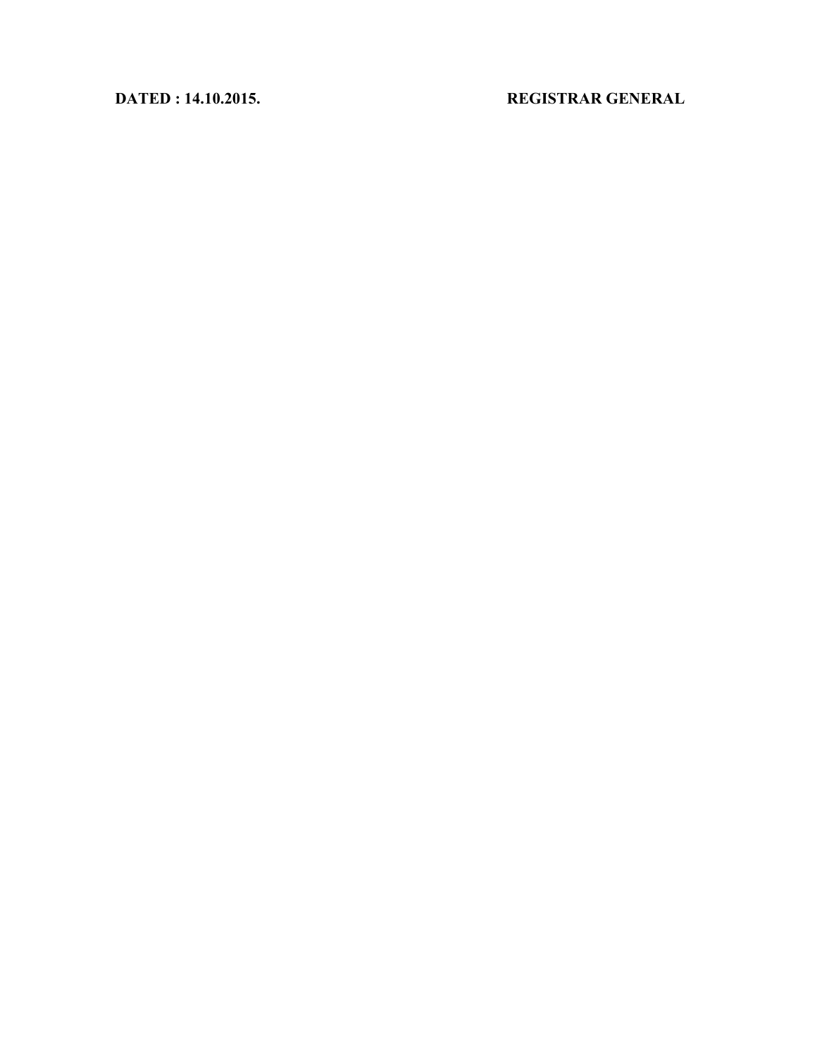**DATED : 14.10.2015.** **REGISTRAR GENERAL**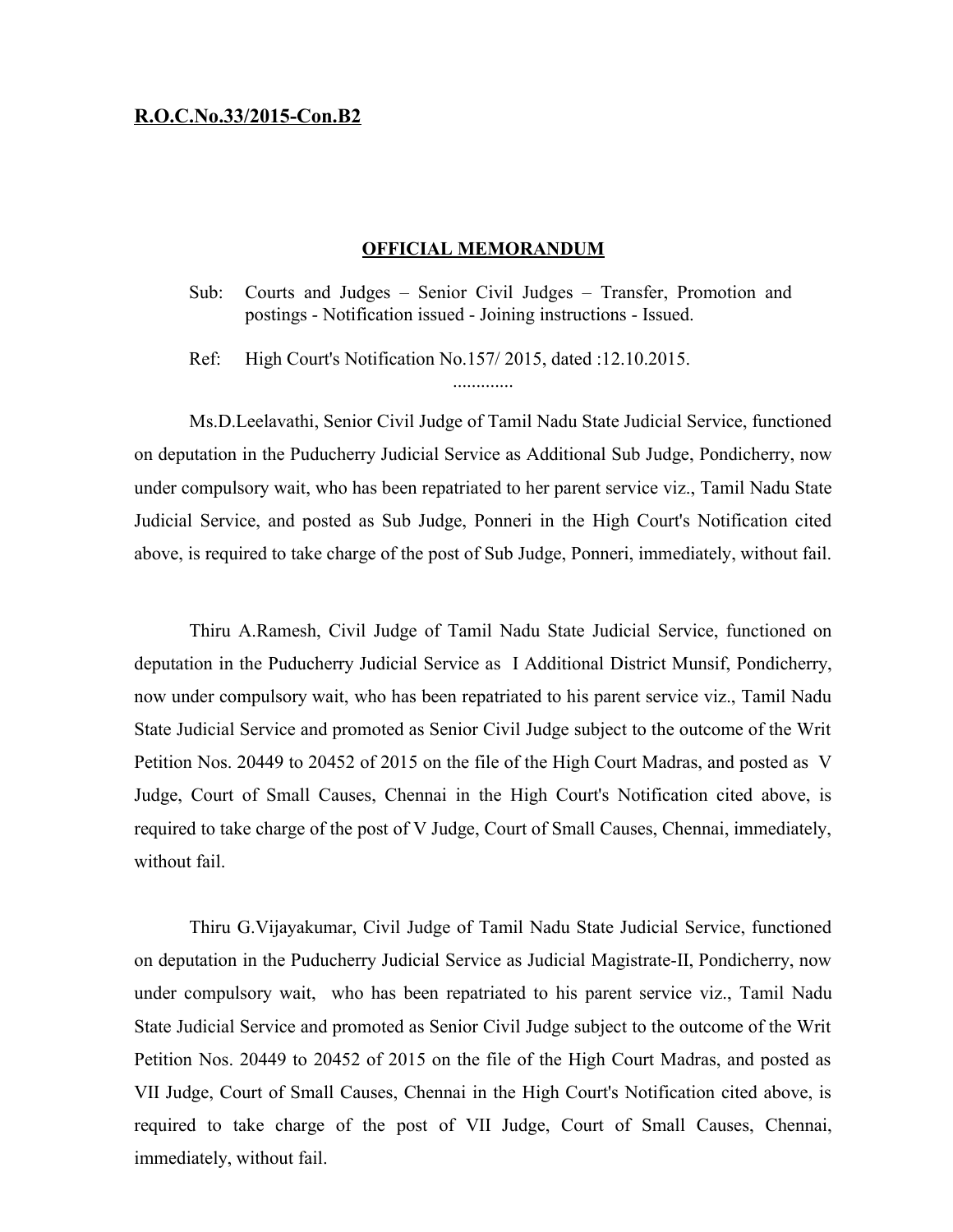**R.O.C.No.33/2015-Con.B2**

## OFFICIAL MEMORANDUM

Sub: Courts and Judges – Senior Civil Judges – Transfer, Promotion and postings - Notification issued - Joining instructions - Issued.

Ref: High Court's Notification No.157/ 2015, dated :12.10.2015.

.............

Ms.D.Leelavathi, Senior Civil Judge of Tamil Nadu State Judicial Service, functioned on deputation in the Puducherry Judicial Service as Additional Sub Judge, Pondicherry, now under compulsory wait, who has been repatriated to her parent service viz., Tamil Nadu State Judicial Service, and posted as Sub Judge, Ponneri in the High Court's Notification cited above, is required to take charge of the post of Sub Judge, Ponneri, immediately, without fail.

Thiru A.Ramesh, Civil Judge of Tamil Nadu State Judicial Service, functioned on deputation in the Puducherry Judicial Service as I Additional District Munsif, Pondicherry, now under compulsory wait, who has been repatriated to his parent service viz., Tamil Nadu State Judicial Service and promoted as Senior Civil Judge subject to the outcome of the Writ Petition Nos. 20449 to 20452 of 2015 on the file of the High Court Madras, and posted as V Judge, Court of Small Causes, Chennai in the High Court's Notification cited above, is required to take charge of the post of V Judge, Court of Small Causes, Chennai, immediately, without fail.

Thiru G.Vijayakumar, Civil Judge of Tamil Nadu State Judicial Service, functioned on deputation in the Puducherry Judicial Service as Judicial Magistrate-II, Pondicherry, now under compulsory wait, who has been repatriated to his parent service viz., Tamil Nadu State Judicial Service and promoted as Senior Civil Judge subject to the outcome of the Writ Petition Nos. 20449 to 20452 of 2015 on the file of the High Court Madras, and posted as VII Judge, Court of Small Causes, Chennai in the High Court's Notification cited above, is required to take charge of the post of VII Judge, Court of Small Causes, Chennai, immediately, without fail.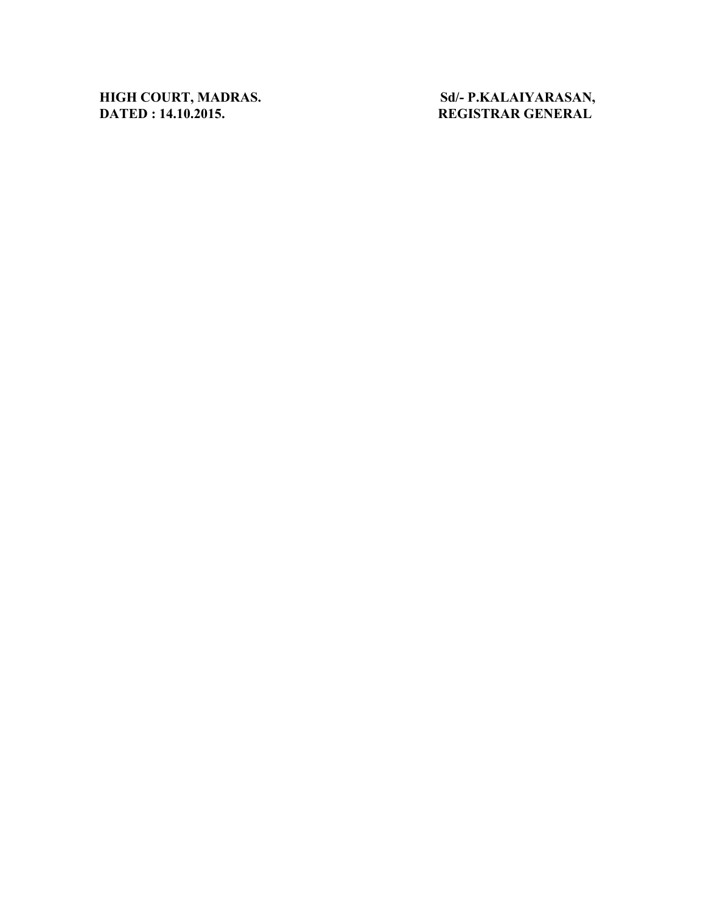**HIGH COURT, MADRAS.**
**DATED : 14.10.2015.**

**Sd/- P.KALAIYARASAN,**
**REGISTRAR GENERAL**